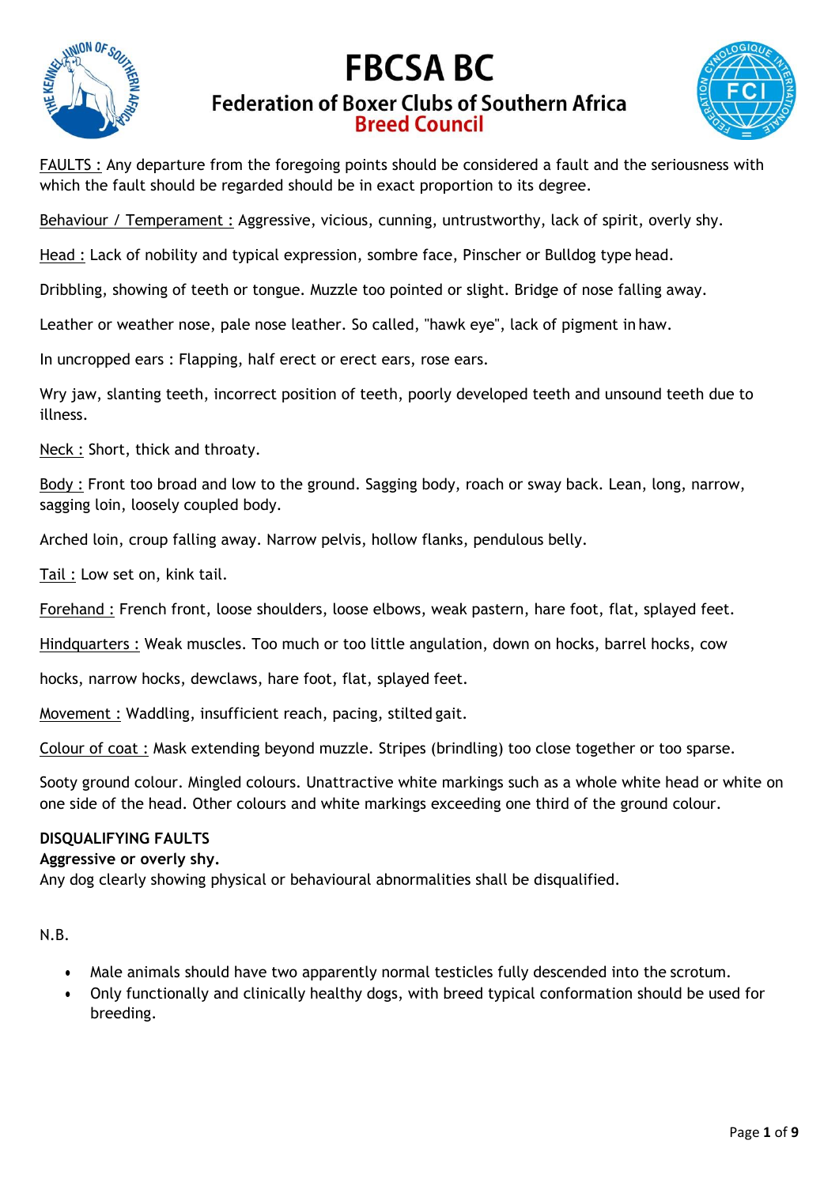# FBCSA BC

## Federation of Boxer Clubs of Southern Africa

## Breed Council

FAULTS : Any departure from the foregoing points should be considered a fault and the seriousness with which the fault should be regarded should be in exact proportion to its degree.

Behaviour / Temperament : Aggressive, vicious, cunning, untrustworthy, lack of spirit, overly shy.

Head : Lack of nobility and typical expression, sombre face, Pinscher or Bulldog type head.

Dribbling, showing of teeth or tongue. Muzzle too pointed or slight. Bridge of nose falling away.

Leather or weather nose, pale nose leather. So called, "hawk eye", lack of pigment in haw.

In uncropped ears : Flapping, half erect or erect ears, rose ears.

Wry jaw, slanting teeth, incorrect position of teeth, poorly developed teeth and unsound teeth due to illness.

Neck : Short, thick and throaty.

Body : Front too broad and low to the ground. Sagging body, roach or sway back. Lean, long, narrow, sagging loin, loosely coupled body.

Arched loin, croup falling away. Narrow pelvis, hollow flanks, pendulous belly.

Tail : Low set on, kink tail.

Forehand : French front, loose shoulders, loose elbows, weak pastern, hare foot, flat, splayed feet.

Hindquarters : Weak muscles. Too much or too little angulation, down on hocks, barrel hocks, cow

hocks, narrow hocks, dewclaws, hare foot, flat, splayed feet.

Movement : Waddling, insufficient reach, pacing, stilted gait.

Colour of coat : Mask extending beyond muzzle. Stripes (brindling) too close together or too sparse.

Sooty ground colour. Mingled colours. Unattractive white markings such as a whole white head or white on one side of the head. Other colours and white markings exceeding one third of the ground colour.

**DISQUALIFYING FAULTS**

**Aggressive or overly shy.**

Any dog clearly showing physical or behavioural abnormalities shall be disqualified.

N.B.

- Male animals should have two apparently normal testicles fully descended into the scrotum.
- Only functionally and clinically healthy dogs, with breed typical conformation should be used for breeding.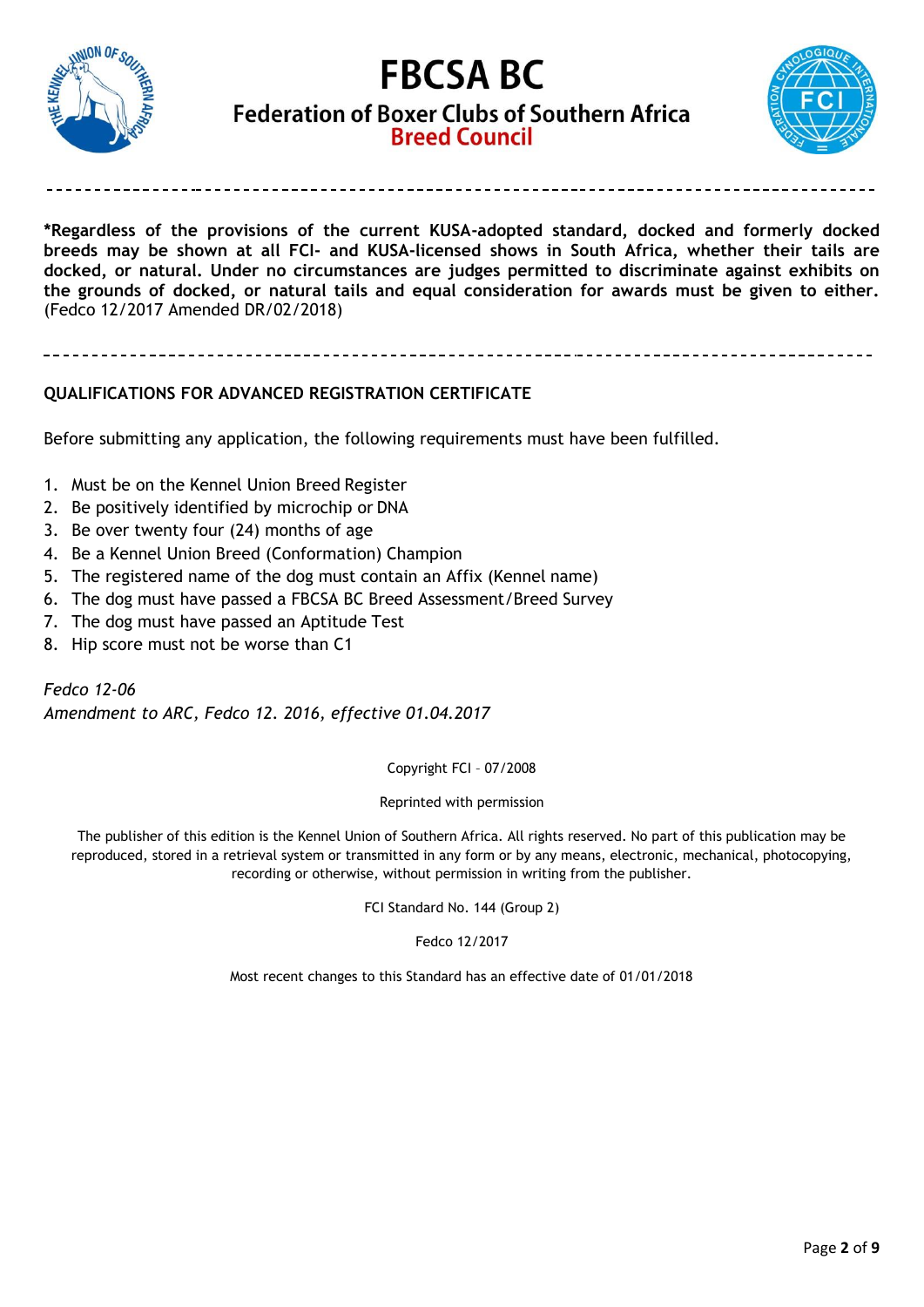# FBCSA BC

## Federation of Boxer Clubs of Southern Africa

## Breed Council

---

***Regardless of the provisions of the current KUSA-adopted standard, docked and formerly docked breeds may be shown at all FCI- and KUSA-licensed shows in South Africa, whether their tails are docked, or natural. Under no circumstances are judges permitted to discriminate against exhibits on the grounds of docked, or natural tails and equal consideration for awards must be given to either.** (Fedco 12/2017 Amended DR/02/2018)

---

### QUALIFICATIONS FOR ADVANCED REGISTRATION CERTIFICATE

Before submitting any application, the following requirements must have been fulfilled.

1. Must be on the Kennel Union Breed Register
2. Be positively identified by microchip or DNA
3. Be over twenty four (24) months of age
4. Be a Kennel Union Breed (Conformation) Champion
5. The registered name of the dog must contain an Affix (Kennel name)
6. The dog must have passed a FBCSA BC Breed Assessment/Breed Survey
7. The dog must have passed an Aptitude Test
8. Hip score must not be worse than C1

*Fedco 12-06*
*Amendment to ARC, Fedco 12. 2016, effective 01.04.2017*

Copyright FCI – 07/2008

Reprinted with permission

The publisher of this edition is the Kennel Union of Southern Africa. All rights reserved. No part of this publication may be reproduced, stored in a retrieval system or transmitted in any form or by any means, electronic, mechanical, photocopying, recording or otherwise, without permission in writing from the publisher.

FCI Standard No. 144 (Group 2)

Fedco 12/2017

Most recent changes to this Standard has an effective date of 01/01/2018